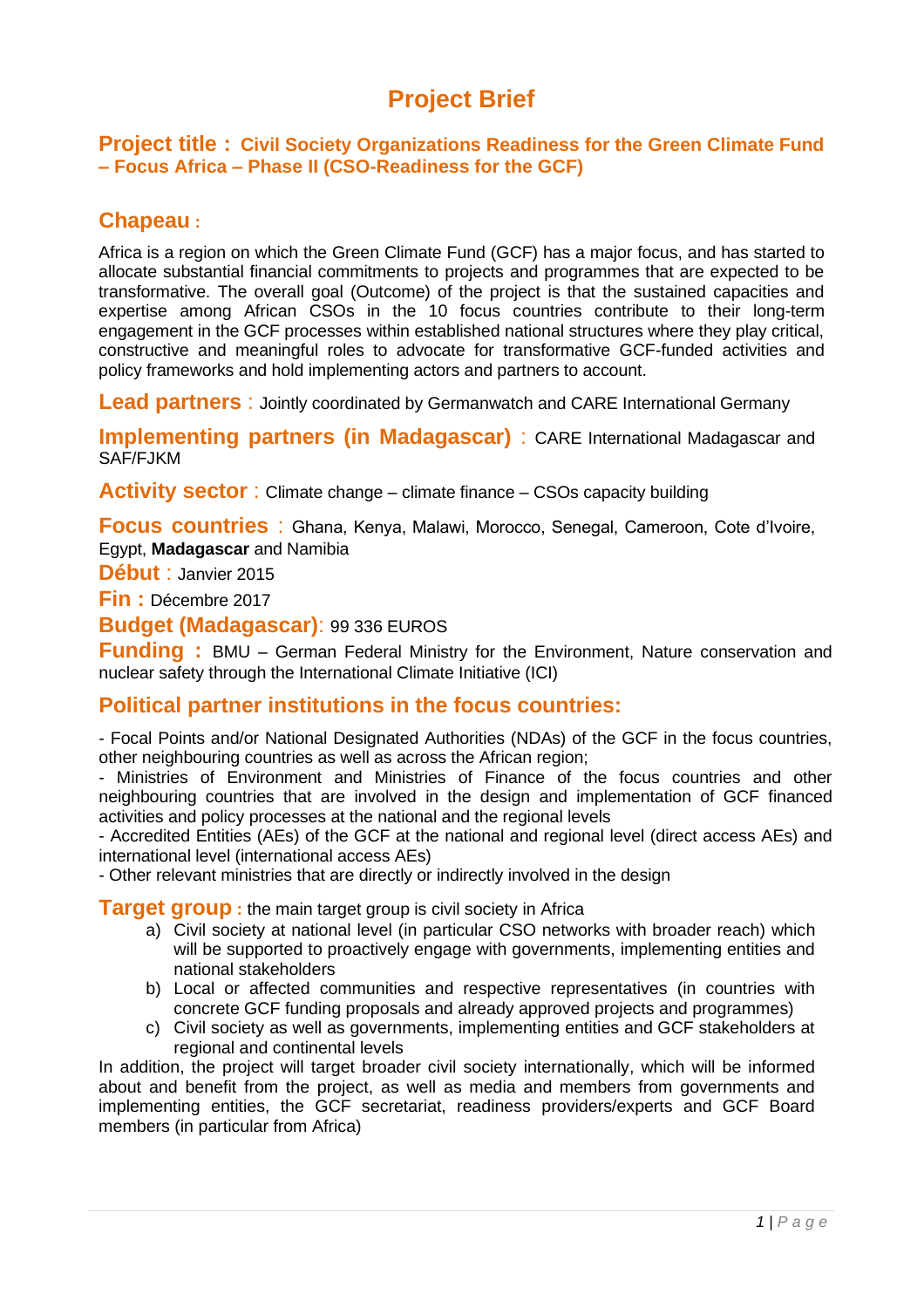# Project Brief

## Project title : Civil Society Organizations Readiness for the Green Climate Fund – Focus Africa – Phase II (CSO-Readiness for the GCF)

## Chapeau :

Africa is a region on which the Green Climate Fund (GCF) has a major focus, and has started to allocate substantial financial commitments to projects and programmes that are expected to be transformative. The overall goal (Outcome) of the project is that the sustained capacities and expertise among African CSOs in the 10 focus countries contribute to their long-term engagement in the GCF processes within established national structures where they play critical, constructive and meaningful roles to advocate for transformative GCF-funded activities and policy frameworks and hold implementing actors and partners to account.

**Lead partners** : Jointly coordinated by Germanwatch and CARE International Germany

**Implementing partners (in Madagascar)** : CARE International Madagascar and SAF/FJKM

**Activity sector** : Climate change – climate finance – CSOs capacity building

**Focus countries** : Ghana, Kenya, Malawi, Morocco, Senegal, Cameroon, Cote d'Ivoire, Egypt, **Madagascar** and Namibia

**Début** : Janvier 2015

**Fin :** Décembre 2017

**Budget (Madagascar)**: 99 336 EUROS

**Funding :** BMU – German Federal Ministry for the Environment, Nature conservation and nuclear safety through the International Climate Initiative (ICI)

## Political partner institutions in the focus countries:

- Focal Points and/or National Designated Authorities (NDAs) of the GCF in the focus countries, other neighbouring countries as well as across the African region;
- Ministries of Environment and Ministries of Finance of the focus countries and other neighbouring countries that are involved in the design and implementation of GCF financed activities and policy processes at the national and the regional levels
- Accredited Entities (AEs) of the GCF at the national and regional level (direct access AEs) and international level (international access AEs)
- Other relevant ministries that are directly or indirectly involved in the design

**Target group :** the main target group is civil society in Africa

a) Civil society at national level (in particular CSO networks with broader reach) which will be supported to proactively engage with governments, implementing entities and national stakeholders
b) Local or affected communities and respective representatives (in countries with concrete GCF funding proposals and already approved projects and programmes)
c) Civil society as well as governments, implementing entities and GCF stakeholders at regional and continental levels

In addition, the project will target broader civil society internationally, which will be informed about and benefit from the project, as well as media and members from governments and implementing entities, the GCF secretariat, readiness providers/experts and GCF Board members (in particular from Africa)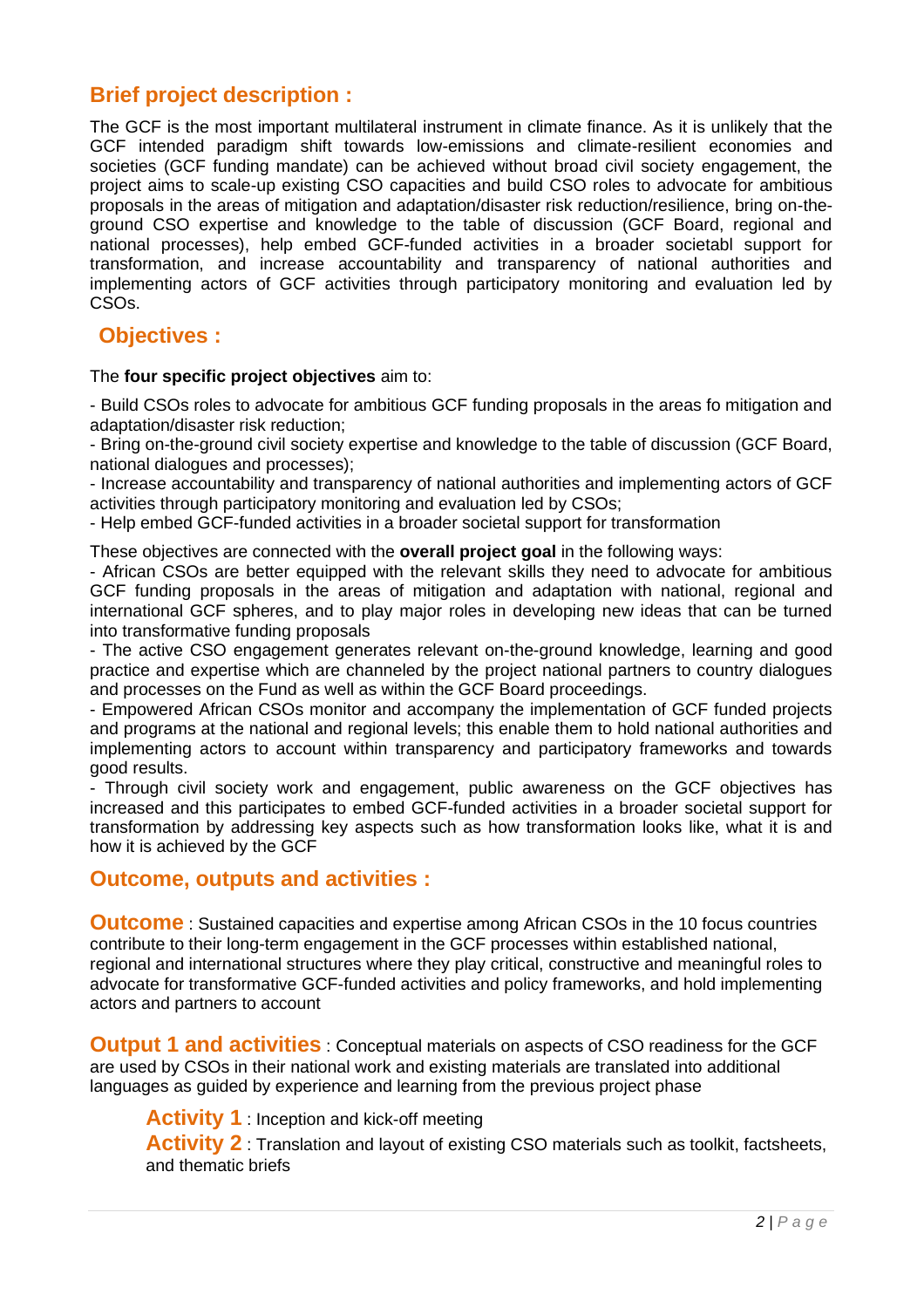## Brief project description :

The GCF is the most important multilateral instrument in climate finance. As it is unlikely that the GCF intended paradigm shift towards low-emissions and climate-resilient economies and societies (GCF funding mandate) can be achieved without broad civil society engagement, the project aims to scale-up existing CSO capacities and build CSO roles to advocate for ambitious proposals in the areas of mitigation and adaptation/disaster risk reduction/resilience, bring on-the-ground CSO expertise and knowledge to the table of discussion (GCF Board, regional and national processes), help embed GCF-funded activities in a broader societabl support for transformation, and increase accountability and transparency of national authorities and implementing actors of GCF activities through participatory monitoring and evaluation led by CSOs.

## Objectives :

The **four specific project objectives** aim to:

- Build CSOs roles to advocate for ambitious GCF funding proposals in the areas fo mitigation and adaptation/disaster risk reduction;
- Bring on-the-ground civil society expertise and knowledge to the table of discussion (GCF Board, national dialogues and processes);
- Increase accountability and transparency of national authorities and implementing actors of GCF activities through participatory monitoring and evaluation led by CSOs;
- Help embed GCF-funded activities in a broader societal support for transformation

These objectives are connected with the **overall project goal** in the following ways:

- African CSOs are better equipped with the relevant skills they need to advocate for ambitious GCF funding proposals in the areas of mitigation and adaptation with national, regional and international GCF spheres, and to play major roles in developing new ideas that can be turned into transformative funding proposals
- The active CSO engagement generates relevant on-the-ground knowledge, learning and good practice and expertise which are channeled by the project national partners to country dialogues and processes on the Fund as well as within the GCF Board proceedings.
- Empowered African CSOs monitor and accompany the implementation of GCF funded projects and programs at the national and regional levels; this enable them to hold national authorities and implementing actors to account within transparency and participatory frameworks and towards good results.
- Through civil society work and engagement, public awareness on the GCF objectives has increased and this participates to embed GCF-funded activities in a broader societal support for transformation by addressing key aspects such as how transformation looks like, what it is and how it is achieved by the GCF

## Outcome, outputs and activities :

**Outcome** : Sustained capacities and expertise among African CSOs in the 10 focus countries contribute to their long-term engagement in the GCF processes within established national, regional and international structures where they play critical, constructive and meaningful roles to advocate for transformative GCF-funded activities and policy frameworks, and hold implementing actors and partners to account

**Output 1 and activities** : Conceptual materials on aspects of CSO readiness for the GCF are used by CSOs in their national work and existing materials are translated into additional languages as guided by experience and learning from the previous project phase

**Activity 1** : Inception and kick-off meeting
**Activity 2** : Translation and layout of existing CSO materials such as toolkit, factsheets, and thematic briefs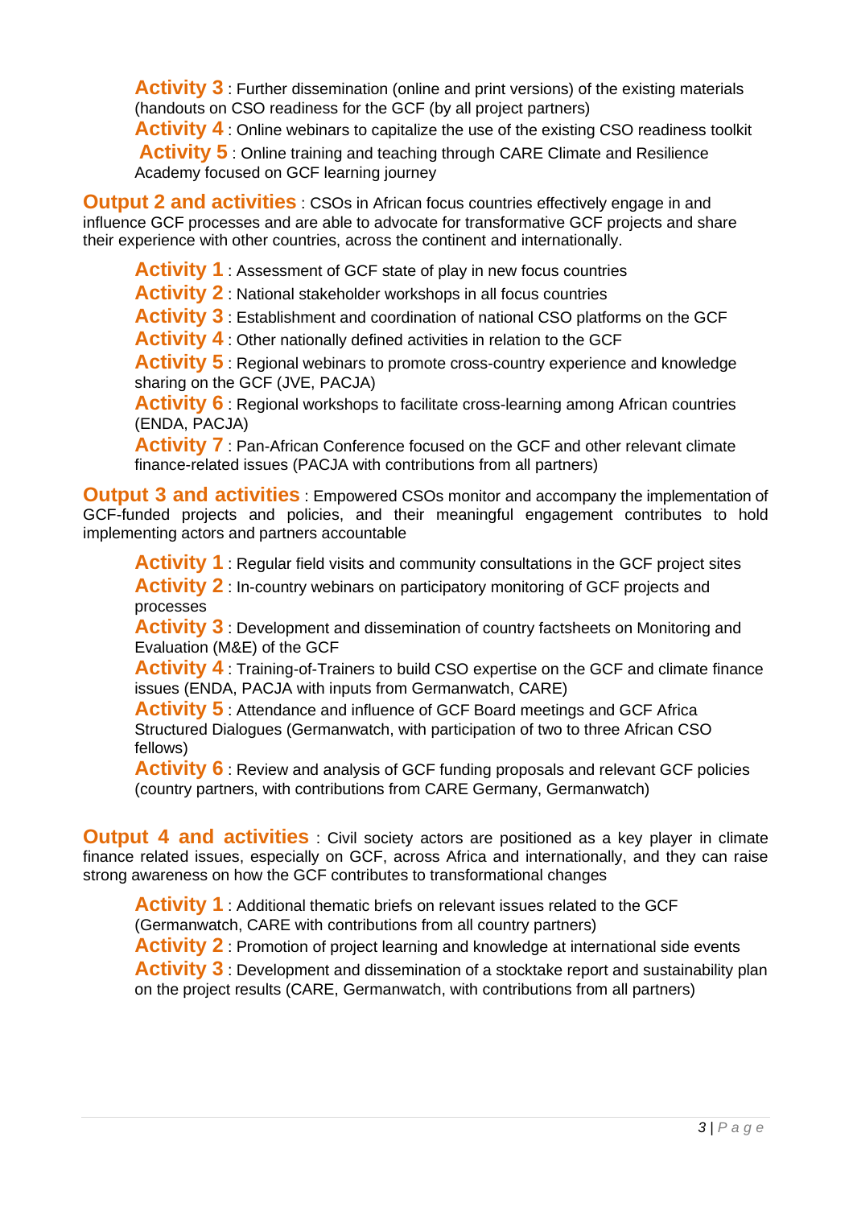**Activity 3** : Further dissemination (online and print versions) of the existing materials (handouts on CSO readiness for the GCF (by all project partners)

**Activity 4** : Online webinars to capitalize the use of the existing CSO readiness toolkit

**Activity 5** : Online training and teaching through CARE Climate and Resilience Academy focused on GCF learning journey

**Output 2 and activities** : CSOs in African focus countries effectively engage in and influence GCF processes and are able to advocate for transformative GCF projects and share their experience with other countries, across the continent and internationally.

**Activity 1** : Assessment of GCF state of play in new focus countries

**Activity 2** : National stakeholder workshops in all focus countries

**Activity 3** : Establishment and coordination of national CSO platforms on the GCF

**Activity 4** : Other nationally defined activities in relation to the GCF

**Activity 5** : Regional webinars to promote cross-country experience and knowledge sharing on the GCF (JVE, PACJA)

**Activity 6** : Regional workshops to facilitate cross-learning among African countries (ENDA, PACJA)

**Activity 7** : Pan-African Conference focused on the GCF and other relevant climate finance-related issues (PACJA with contributions from all partners)

**Output 3 and activities** : Empowered CSOs monitor and accompany the implementation of GCF-funded projects and policies, and their meaningful engagement contributes to hold implementing actors and partners accountable

**Activity 1** : Regular field visits and community consultations in the GCF project sites

**Activity 2** : In-country webinars on participatory monitoring of GCF projects and processes

**Activity 3** : Development and dissemination of country factsheets on Monitoring and Evaluation (M&E) of the GCF

**Activity 4** : Training-of-Trainers to build CSO expertise on the GCF and climate finance issues (ENDA, PACJA with inputs from Germanwatch, CARE)

**Activity 5** : Attendance and influence of GCF Board meetings and GCF Africa Structured Dialogues (Germanwatch, with participation of two to three African CSO fellows)

**Activity 6** : Review and analysis of GCF funding proposals and relevant GCF policies (country partners, with contributions from CARE Germany, Germanwatch)

**Output 4 and activities** : Civil society actors are positioned as a key player in climate finance related issues, especially on GCF, across Africa and internationally, and they can raise strong awareness on how the GCF contributes to transformational changes

**Activity 1** : Additional thematic briefs on relevant issues related to the GCF (Germanwatch, CARE with contributions from all country partners)

**Activity 2** : Promotion of project learning and knowledge at international side events

**Activity 3** : Development and dissemination of a stocktake report and sustainability plan on the project results (CARE, Germanwatch, with contributions from all partners)